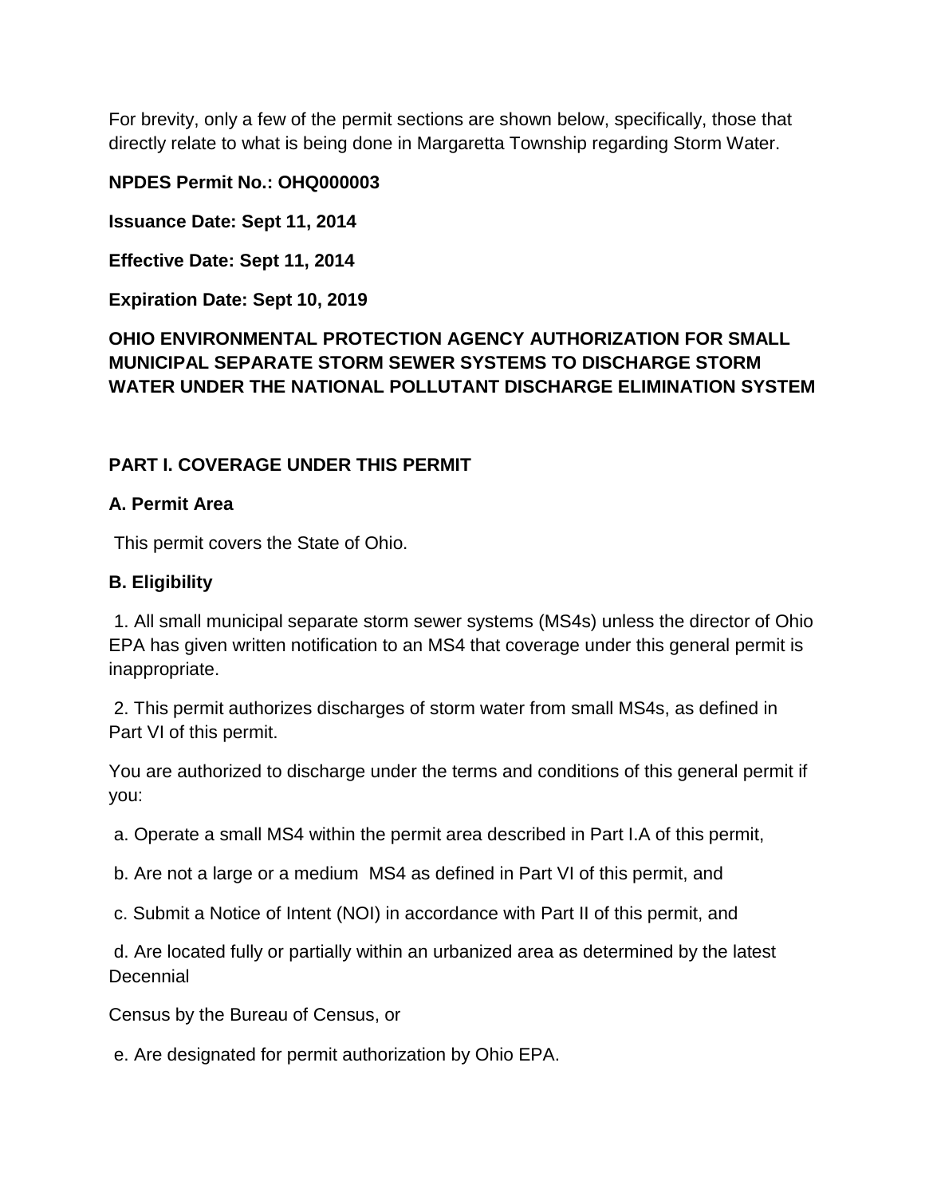For brevity, only a few of the permit sections are shown below, specifically, those that directly relate to what is being done in Margaretta Township regarding Storm Water.

**NPDES Permit No.: OHQ000003**

**Issuance Date: Sept 11, 2014**

**Effective Date: Sept 11, 2014**

**Expiration Date: Sept 10, 2019**

**OHIO ENVIRONMENTAL PROTECTION AGENCY AUTHORIZATION FOR SMALL MUNICIPAL SEPARATE STORM SEWER SYSTEMS TO DISCHARGE STORM WATER UNDER THE NATIONAL POLLUTANT DISCHARGE ELIMINATION SYSTEM**

## PART I. COVERAGE UNDER THIS PERMIT

### A. Permit Area

This permit covers the State of Ohio.

### B. Eligibility

1. All small municipal separate storm sewer systems (MS4s) unless the director of Ohio EPA has given written notification to an MS4 that coverage under this general permit is inappropriate.

2. This permit authorizes discharges of storm water from small MS4s, as defined in Part VI of this permit.

You are authorized to discharge under the terms and conditions of this general permit if you:

a. Operate a small MS4 within the permit area described in Part I.A of this permit,

b. Are not a large or a medium MS4 as defined in Part VI of this permit, and

c. Submit a Notice of Intent (NOI) in accordance with Part II of this permit, and

d. Are located fully or partially within an urbanized area as determined by the latest Decennial

Census by the Bureau of Census, or

e. Are designated for permit authorization by Ohio EPA.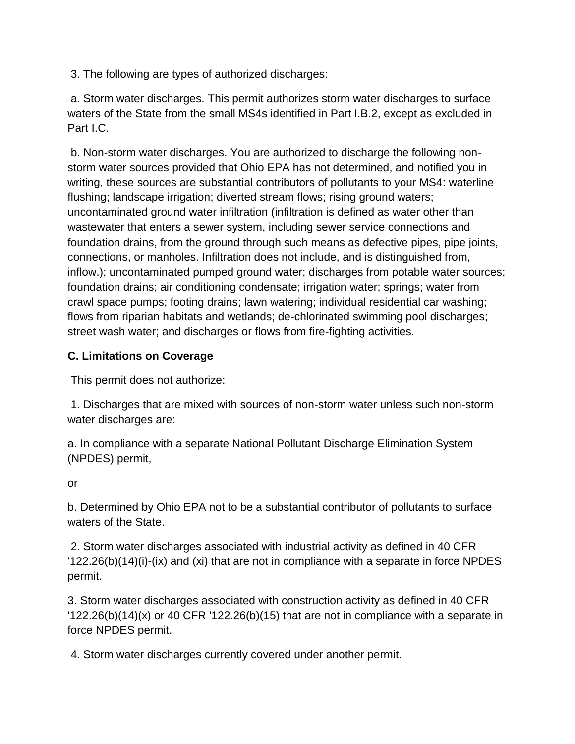3. The following are types of authorized discharges:

a. Storm water discharges. This permit authorizes storm water discharges to surface waters of the State from the small MS4s identified in Part I.B.2, except as excluded in Part I.C.

b. Non-storm water discharges. You are authorized to discharge the following non-storm water sources provided that Ohio EPA has not determined, and notified you in writing, these sources are substantial contributors of pollutants to your MS4: waterline flushing; landscape irrigation; diverted stream flows; rising ground waters; uncontaminated ground water infiltration (infiltration is defined as water other than wastewater that enters a sewer system, including sewer service connections and foundation drains, from the ground through such means as defective pipes, pipe joints, connections, or manholes. Infiltration does not include, and is distinguished from, inflow.); uncontaminated pumped ground water; discharges from potable water sources; foundation drains; air conditioning condensate; irrigation water; springs; water from crawl space pumps; footing drains; lawn watering; individual residential car washing; flows from riparian habitats and wetlands; de-chlorinated swimming pool discharges; street wash water; and discharges or flows from fire-fighting activities.

**C. Limitations on Coverage**

This permit does not authorize:

1. Discharges that are mixed with sources of non-storm water unless such non-storm water discharges are:

a. In compliance with a separate National Pollutant Discharge Elimination System (NPDES) permit,

or

b. Determined by Ohio EPA not to be a substantial contributor of pollutants to surface waters of the State.

2. Storm water discharges associated with industrial activity as defined in 40 CFR '122.26(b)(14)(i)-(ix) and (xi) that are not in compliance with a separate in force NPDES permit.

3. Storm water discharges associated with construction activity as defined in 40 CFR '122.26(b)(14)(x) or 40 CFR '122.26(b)(15) that are not in compliance with a separate in force NPDES permit.

4. Storm water discharges currently covered under another permit.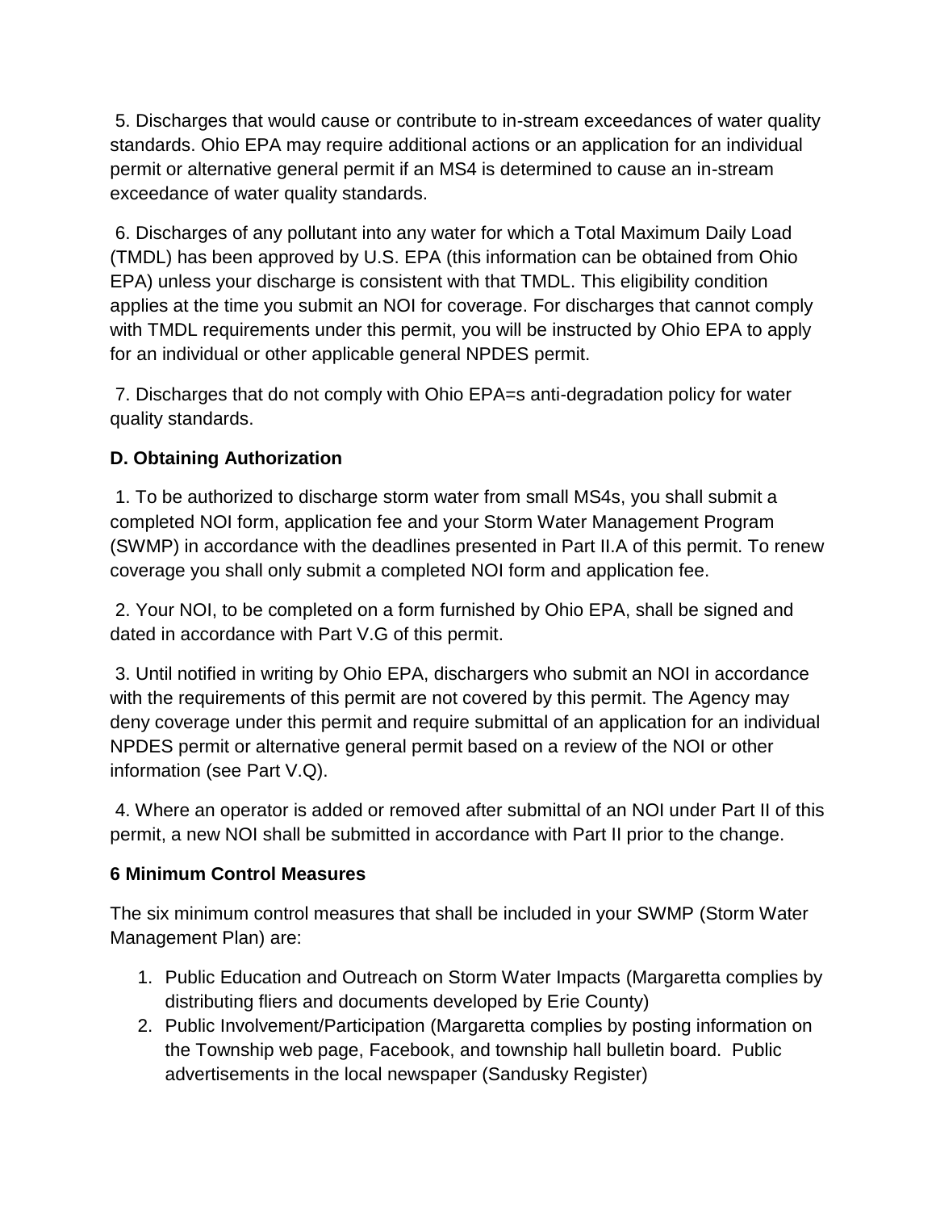5. Discharges that would cause or contribute to in-stream exceedances of water quality standards. Ohio EPA may require additional actions or an application for an individual permit or alternative general permit if an MS4 is determined to cause an in-stream exceedance of water quality standards.

6. Discharges of any pollutant into any water for which a Total Maximum Daily Load (TMDL) has been approved by U.S. EPA (this information can be obtained from Ohio EPA) unless your discharge is consistent with that TMDL. This eligibility condition applies at the time you submit an NOI for coverage. For discharges that cannot comply with TMDL requirements under this permit, you will be instructed by Ohio EPA to apply for an individual or other applicable general NPDES permit.

7. Discharges that do not comply with Ohio EPA=s anti-degradation policy for water quality standards.

**D. Obtaining Authorization**

1. To be authorized to discharge storm water from small MS4s, you shall submit a completed NOI form, application fee and your Storm Water Management Program (SWMP) in accordance with the deadlines presented in Part II.A of this permit. To renew coverage you shall only submit a completed NOI form and application fee.

2. Your NOI, to be completed on a form furnished by Ohio EPA, shall be signed and dated in accordance with Part V.G of this permit.

3. Until notified in writing by Ohio EPA, dischargers who submit an NOI in accordance with the requirements of this permit are not covered by this permit. The Agency may deny coverage under this permit and require submittal of an application for an individual NPDES permit or alternative general permit based on a review of the NOI or other information (see Part V.Q).

4. Where an operator is added or removed after submittal of an NOI under Part II of this permit, a new NOI shall be submitted in accordance with Part II prior to the change.

**6 Minimum Control Measures**

The six minimum control measures that shall be included in your SWMP (Storm Water Management Plan) are:

1. Public Education and Outreach on Storm Water Impacts (Margaretta complies by distributing fliers and documents developed by Erie County)
2. Public Involvement/Participation (Margaretta complies by posting information on the Township web page, Facebook, and township hall bulletin board. Public advertisements in the local newspaper (Sandusky Register)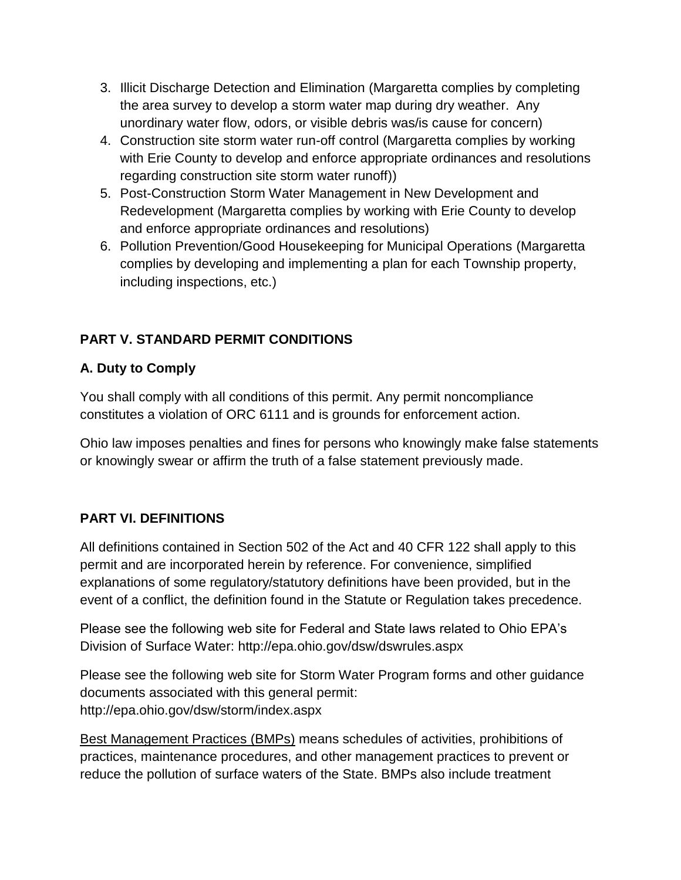3. Illicit Discharge Detection and Elimination (Margaretta complies by completing the area survey to develop a storm water map during dry weather. Any unordinary water flow, odors, or visible debris was/is cause for concern)
4. Construction site storm water run-off control (Margaretta complies by working with Erie County to develop and enforce appropriate ordinances and resolutions regarding construction site storm water runoff))
5. Post-Construction Storm Water Management in New Development and Redevelopment (Margaretta complies by working with Erie County to develop and enforce appropriate ordinances and resolutions)
6. Pollution Prevention/Good Housekeeping for Municipal Operations (Margaretta complies by developing and implementing a plan for each Township property, including inspections, etc.)

## PART V. STANDARD PERMIT CONDITIONS

### A. Duty to Comply

You shall comply with all conditions of this permit. Any permit noncompliance constitutes a violation of ORC 6111 and is grounds for enforcement action.

Ohio law imposes penalties and fines for persons who knowingly make false statements or knowingly swear or affirm the truth of a false statement previously made.

## PART VI. DEFINITIONS

All definitions contained in Section 502 of the Act and 40 CFR 122 shall apply to this permit and are incorporated herein by reference. For convenience, simplified explanations of some regulatory/statutory definitions have been provided, but in the event of a conflict, the definition found in the Statute or Regulation takes precedence.

Please see the following web site for Federal and State laws related to Ohio EPA's Division of Surface Water: http://epa.ohio.gov/dsw/dswrules.aspx

Please see the following web site for Storm Water Program forms and other guidance documents associated with this general permit: http://epa.ohio.gov/dsw/storm/index.aspx

<u>Best Management Practices (BMPs)</u> means schedules of activities, prohibitions of practices, maintenance procedures, and other management practices to prevent or reduce the pollution of surface waters of the State. BMPs also include treatment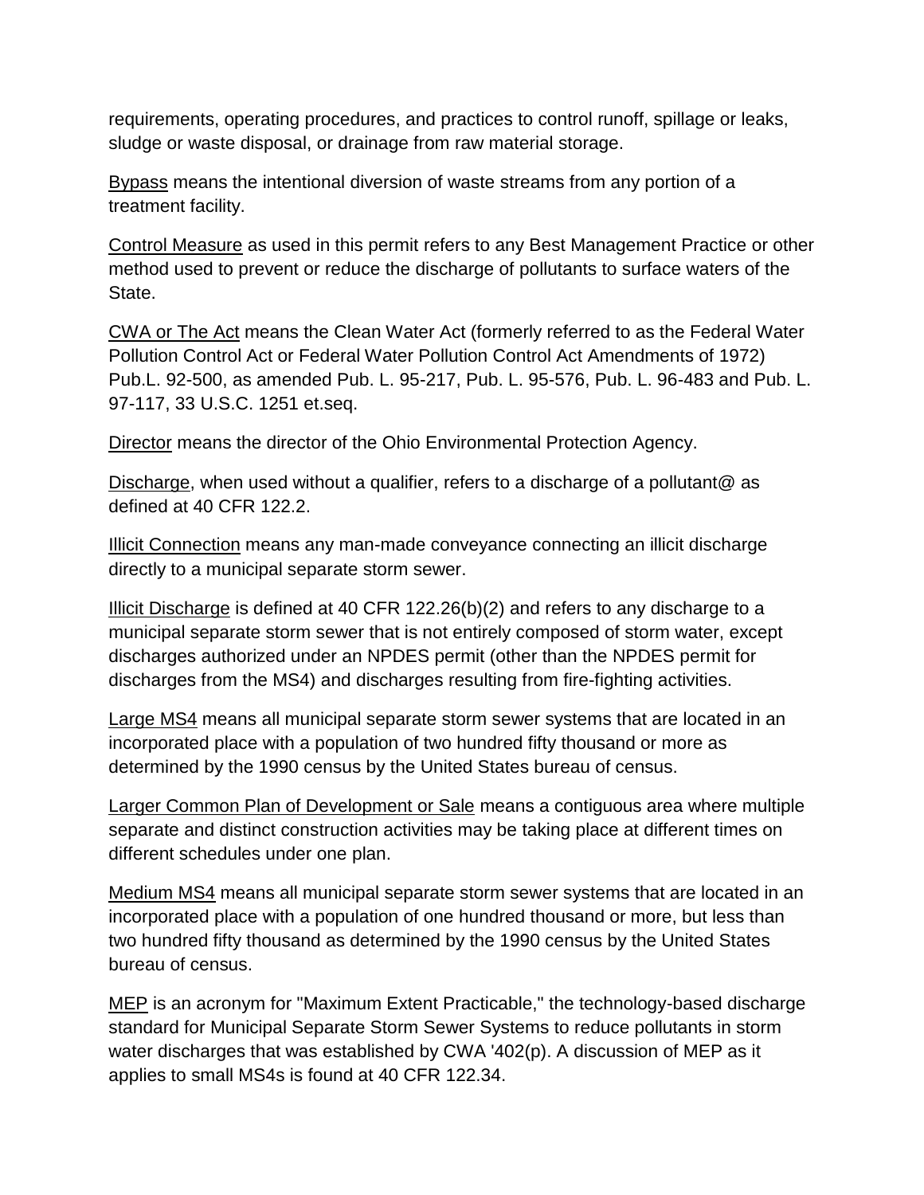requirements, operating procedures, and practices to control runoff, spillage or leaks, sludge or waste disposal, or drainage from raw material storage.

<u>Bypass</u> means the intentional diversion of waste streams from any portion of a treatment facility.

<u>Control Measure</u> as used in this permit refers to any Best Management Practice or other method used to prevent or reduce the discharge of pollutants to surface waters of the State.

<u>CWA or The Act</u> means the Clean Water Act (formerly referred to as the Federal Water Pollution Control Act or Federal Water Pollution Control Act Amendments of 1972) Pub.L. 92-500, as amended Pub. L. 95-217, Pub. L. 95-576, Pub. L. 96-483 and Pub. L. 97-117, 33 U.S.C. 1251 et.seq.

<u>Director</u> means the director of the Ohio Environmental Protection Agency.

<u>Discharge</u>, when used without a qualifier, refers to a discharge of a pollutant@ as defined at 40 CFR 122.2.

<u>Illicit Connection</u> means any man-made conveyance connecting an illicit discharge directly to a municipal separate storm sewer.

<u>Illicit Discharge</u> is defined at 40 CFR 122.26(b)(2) and refers to any discharge to a municipal separate storm sewer that is not entirely composed of storm water, except discharges authorized under an NPDES permit (other than the NPDES permit for discharges from the MS4) and discharges resulting from fire-fighting activities.

<u>Large MS4</u> means all municipal separate storm sewer systems that are located in an incorporated place with a population of two hundred fifty thousand or more as determined by the 1990 census by the United States bureau of census.

<u>Larger Common Plan of Development or Sale</u> means a contiguous area where multiple separate and distinct construction activities may be taking place at different times on different schedules under one plan.

<u>Medium MS4</u> means all municipal separate storm sewer systems that are located in an incorporated place with a population of one hundred thousand or more, but less than two hundred fifty thousand as determined by the 1990 census by the United States bureau of census.

<u>MEP</u> is an acronym for "Maximum Extent Practicable," the technology-based discharge standard for Municipal Separate Storm Sewer Systems to reduce pollutants in storm water discharges that was established by CWA '402(p). A discussion of MEP as it applies to small MS4s is found at 40 CFR 122.34.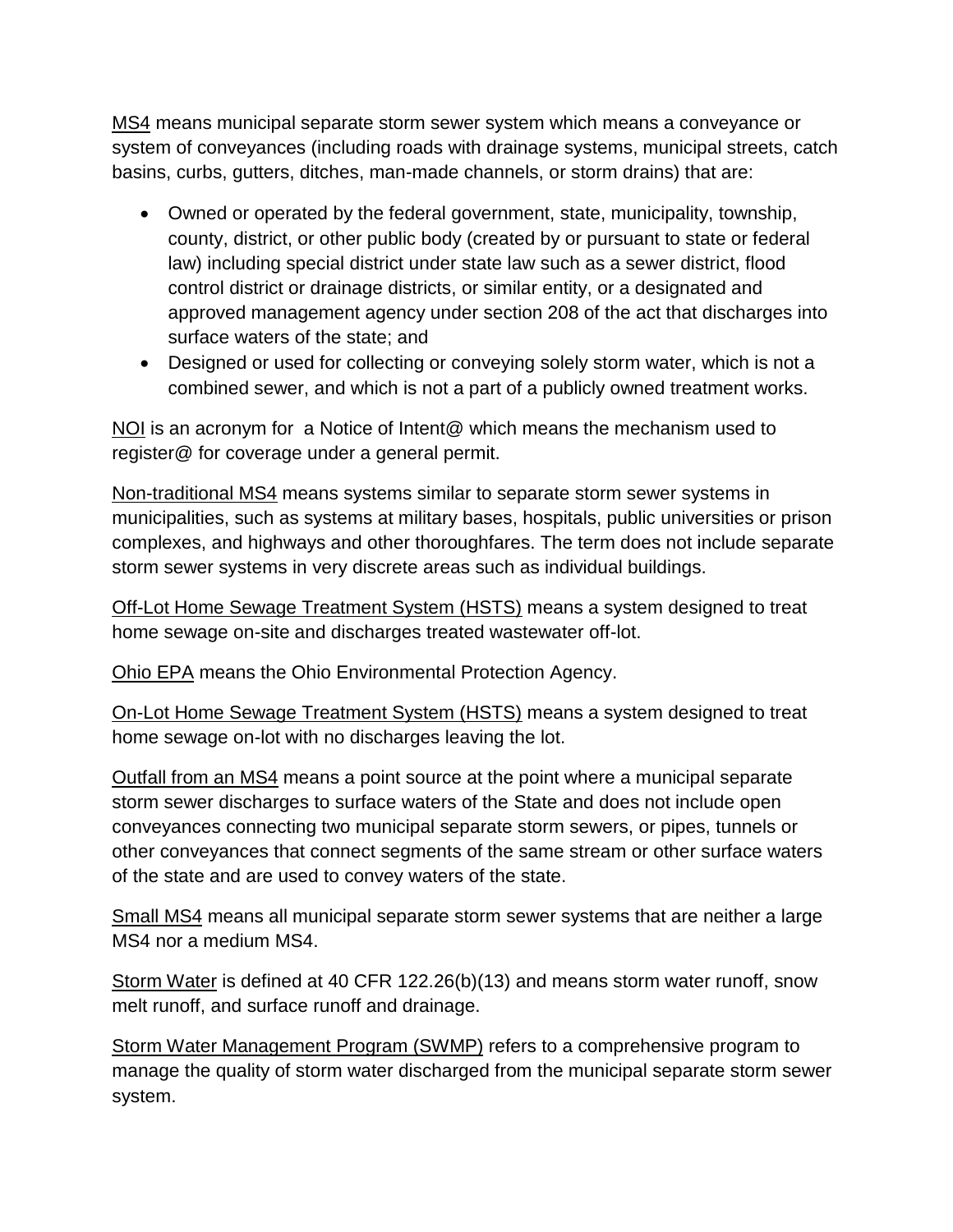MS4 means municipal separate storm sewer system which means a conveyance or system of conveyances (including roads with drainage systems, municipal streets, catch basins, curbs, gutters, ditches, man-made channels, or storm drains) that are:

- Owned or operated by the federal government, state, municipality, township, county, district, or other public body (created by or pursuant to state or federal law) including special district under state law such as a sewer district, flood control district or drainage districts, or similar entity, or a designated and approved management agency under section 208 of the act that discharges into surface waters of the state; and
- Designed or used for collecting or conveying solely storm water, which is not a combined sewer, and which is not a part of a publicly owned treatment works.

NOI is an acronym for a Notice of Intent@ which means the mechanism used to register@ for coverage under a general permit.

Non-traditional MS4 means systems similar to separate storm sewer systems in municipalities, such as systems at military bases, hospitals, public universities or prison complexes, and highways and other thoroughfares. The term does not include separate storm sewer systems in very discrete areas such as individual buildings.

Off-Lot Home Sewage Treatment System (HSTS) means a system designed to treat home sewage on-site and discharges treated wastewater off-lot.

Ohio EPA means the Ohio Environmental Protection Agency.

On-Lot Home Sewage Treatment System (HSTS) means a system designed to treat home sewage on-lot with no discharges leaving the lot.

Outfall from an MS4 means a point source at the point where a municipal separate storm sewer discharges to surface waters of the State and does not include open conveyances connecting two municipal separate storm sewers, or pipes, tunnels or other conveyances that connect segments of the same stream or other surface waters of the state and are used to convey waters of the state.

Small MS4 means all municipal separate storm sewer systems that are neither a large MS4 nor a medium MS4.

Storm Water is defined at 40 CFR 122.26(b)(13) and means storm water runoff, snow melt runoff, and surface runoff and drainage.

Storm Water Management Program (SWMP) refers to a comprehensive program to manage the quality of storm water discharged from the municipal separate storm sewer system.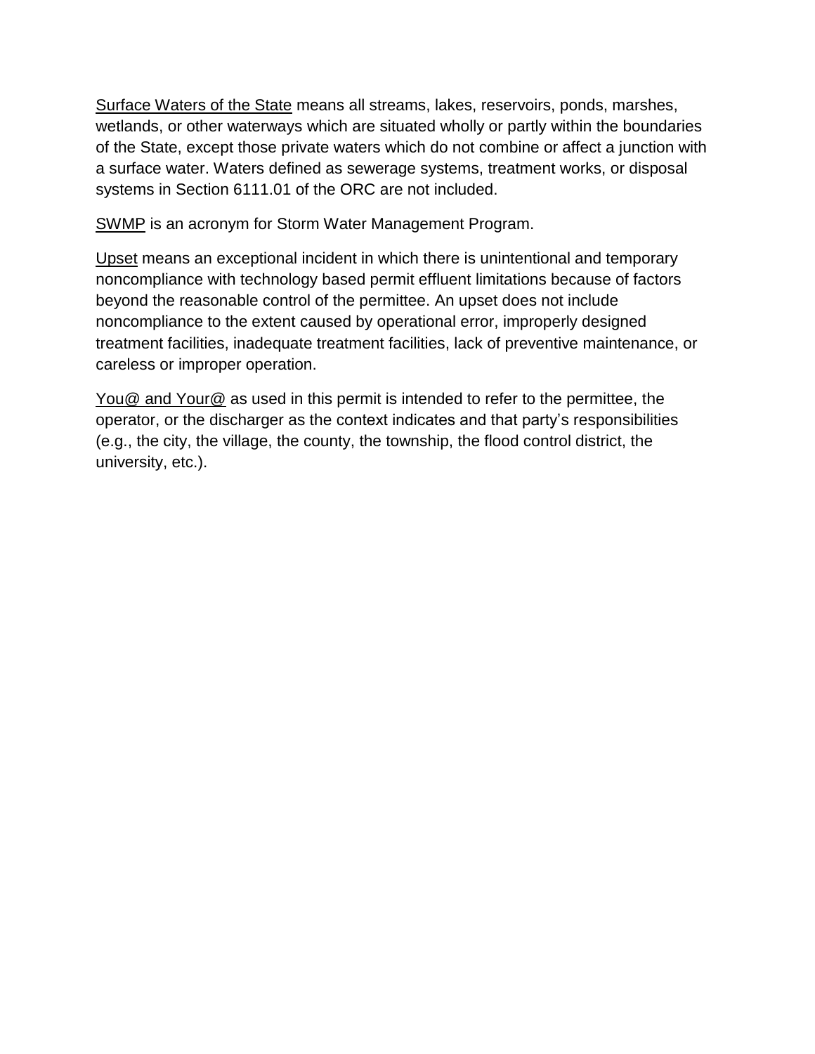<u>Surface Waters of the State</u> means all streams, lakes, reservoirs, ponds, marshes, wetlands, or other waterways which are situated wholly or partly within the boundaries of the State, except those private waters which do not combine or affect a junction with a surface water. Waters defined as sewerage systems, treatment works, or disposal systems in Section 6111.01 of the ORC are not included.

<u>SWMP</u> is an acronym for Storm Water Management Program.

<u>Upset</u> means an exceptional incident in which there is unintentional and temporary noncompliance with technology based permit effluent limitations because of factors beyond the reasonable control of the permittee. An upset does not include noncompliance to the extent caused by operational error, improperly designed treatment facilities, inadequate treatment facilities, lack of preventive maintenance, or careless or improper operation.

<u>You@ and Your@</u> as used in this permit is intended to refer to the permittee, the operator, or the discharger as the context indicates and that party's responsibilities (e.g., the city, the village, the county, the township, the flood control district, the university, etc.).